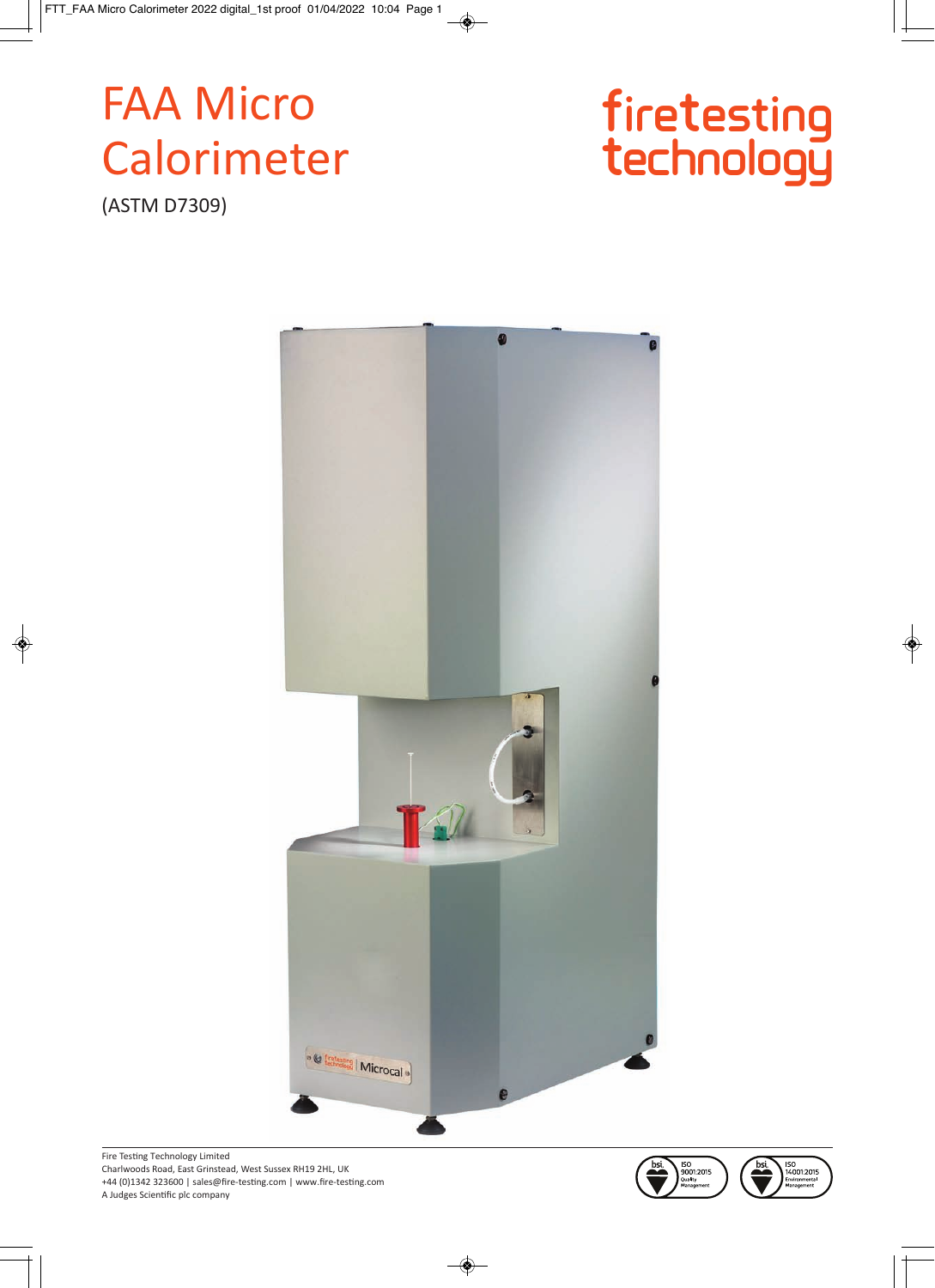# FAA Micro Calorimeter

(ASTM D7309)

firetesting technology

Fire Testing Technology Limited
Charlwoods Road, East Grinstead, West Sussex RH19 2HL, UK
+44 (0)1342 323600 | sales@fire-testing.com | www.fire-testing.com
A Judges Scientific plc company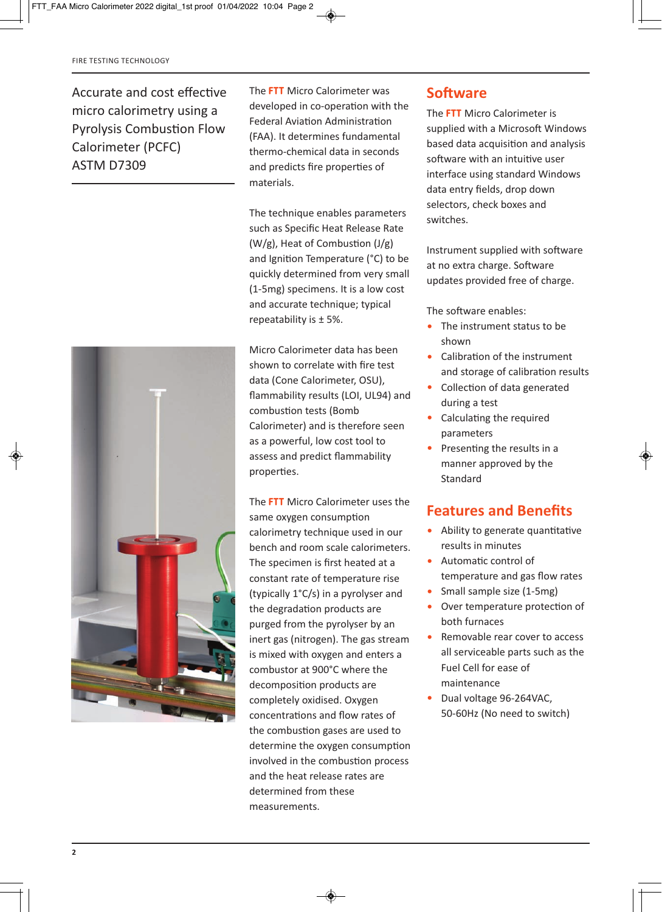Accurate and cost effective micro calorimetry using a Pyrolysis Combustion Flow Calorimeter (PCFC) ASTM D7309

The **FTT** Micro Calorimeter was developed in co-operation with the Federal Aviation Administration (FAA). It determines fundamental thermo-chemical data in seconds and predicts fire properties of materials.

The technique enables parameters such as Specific Heat Release Rate (W/g), Heat of Combustion (J/g) and Ignition Temperature (°C) to be quickly determined from very small (1-5mg) specimens. It is a low cost and accurate technique; typical repeatability is ± 5%.

Micro Calorimeter data has been shown to correlate with fire test data (Cone Calorimeter, OSU), flammability results (LOI, UL94) and combustion tests (Bomb Calorimeter) and is therefore seen as a powerful, low cost tool to assess and predict flammability properties.

The **FTT** Micro Calorimeter uses the same oxygen consumption calorimetry technique used in our bench and room scale calorimeters. The specimen is first heated at a constant rate of temperature rise (typically 1°C/s) in a pyrolyser and the degradation products are purged from the pyrolyser by an inert gas (nitrogen). The gas stream is mixed with oxygen and enters a combustor at 900°C where the decomposition products are completely oxidised. Oxygen concentrations and flow rates of the combustion gases are used to determine the oxygen consumption involved in the combustion process and the heat release rates are determined from these measurements.

## Software

The **FTT** Micro Calorimeter is supplied with a Microsoft Windows based data acquisition and analysis software with an intuitive user interface using standard Windows data entry fields, drop down selectors, check boxes and switches.

Instrument supplied with software at no extra charge. Software updates provided free of charge.

The software enables:

- The instrument status to be shown
- Calibration of the instrument and storage of calibration results
- Collection of data generated during a test
- Calculating the required parameters
- Presenting the results in a manner approved by the Standard

## Features and Benefits

- Ability to generate quantitative results in minutes
- Automatic control of temperature and gas flow rates
- Small sample size (1-5mg)
- Over temperature protection of both furnaces
- Removable rear cover to access all serviceable parts such as the Fuel Cell for ease of maintenance
- Dual voltage 96-264VAC, 50-60Hz (No need to switch)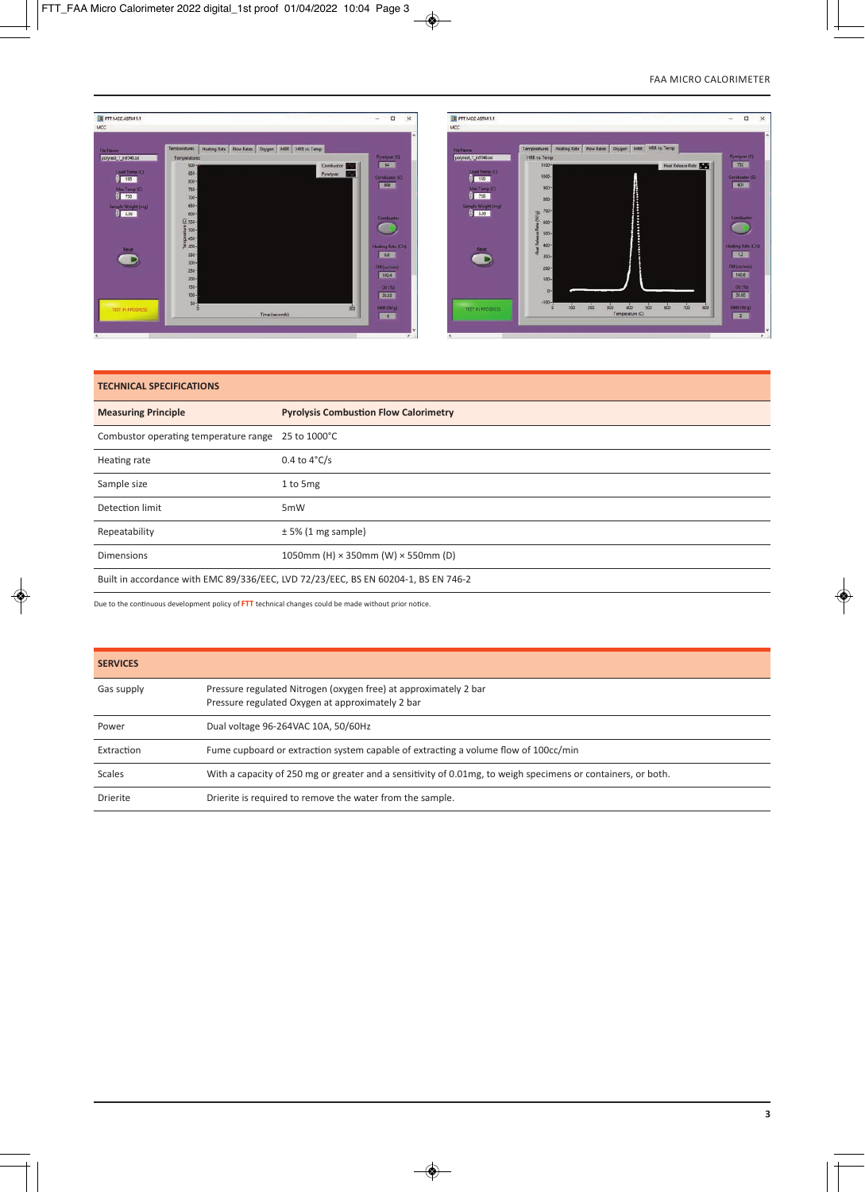## TECHNICAL SPECIFICATIONS

| Measuring Principle | Pyrolysis Combustion Flow Calorimetry |
|---|---|
| Combustor operating temperature range | 25 to 1000°C |
| Heating rate | 0.4 to 4°C/s |
| Sample size | 1 to 5mg |
| Detection limit | 5mW |
| Repeatability | ± 5% (1 mg sample) |
| Dimensions | 1050mm (H) × 350mm (W) × 550mm (D) |
| Built in accordance with EMC 89/336/EEC, LVD 72/23/EEC, BS EN 60204-1, BS EN 746-2 | |

Due to the continuous development policy of FTT technical changes could be made without prior notice.

## SERVICES

| | |
|---|---|
| Gas supply | Pressure regulated Nitrogen (oxygen free) at approximately 2 bar<br>Pressure regulated Oxygen at approximately 2 bar |
| Power | Dual voltage 96-264VAC 10A, 50/60Hz |
| Extraction | Fume cupboard or extraction system capable of extracting a volume flow of 100cc/min |
| Scales | With a capacity of 250 mg or greater and a sensitivity of 0.01mg, to weigh specimens or containers, or both. |
| Drierite | Drierite is required to remove the water from the sample. |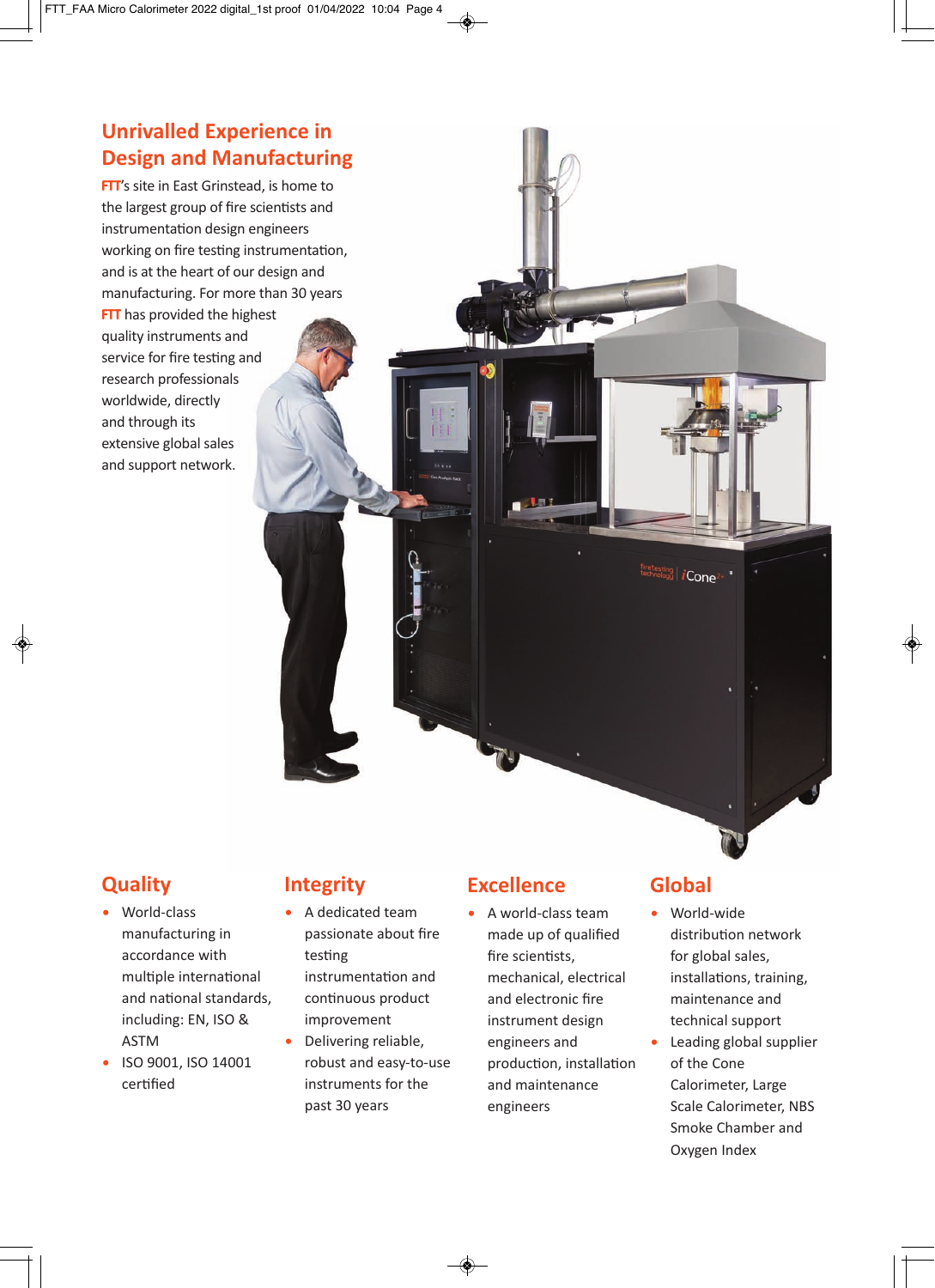## Unrivalled Experience in Design and Manufacturing

FTT's site in East Grinstead, is home to the largest group of fire scientists and instrumentation design engineers working on fire testing instrumentation, and is at the heart of our design and manufacturing. For more than 30 years FTT has provided the highest quality instruments and service for fire testing and research professionals worldwide, directly and through its extensive global sales and support network.

## Quality

- World-class manufacturing in accordance with multiple international and national standards, including: EN, ISO & ASTM
- ISO 9001, ISO 14001 certified

## Integrity

- A dedicated team passionate about fire testing instrumentation and continuous product improvement
- Delivering reliable, robust and easy-to-use instruments for the past 30 years

## Excellence

- A world-class team made up of qualified fire scientists, mechanical, electrical and electronic fire instrument design engineers and production, installation and maintenance engineers

## Global

- World-wide distribution network for global sales, installations, training, maintenance and technical support
- Leading global supplier of the Cone Calorimeter, Large Scale Calorimeter, NBS Smoke Chamber and Oxygen Index